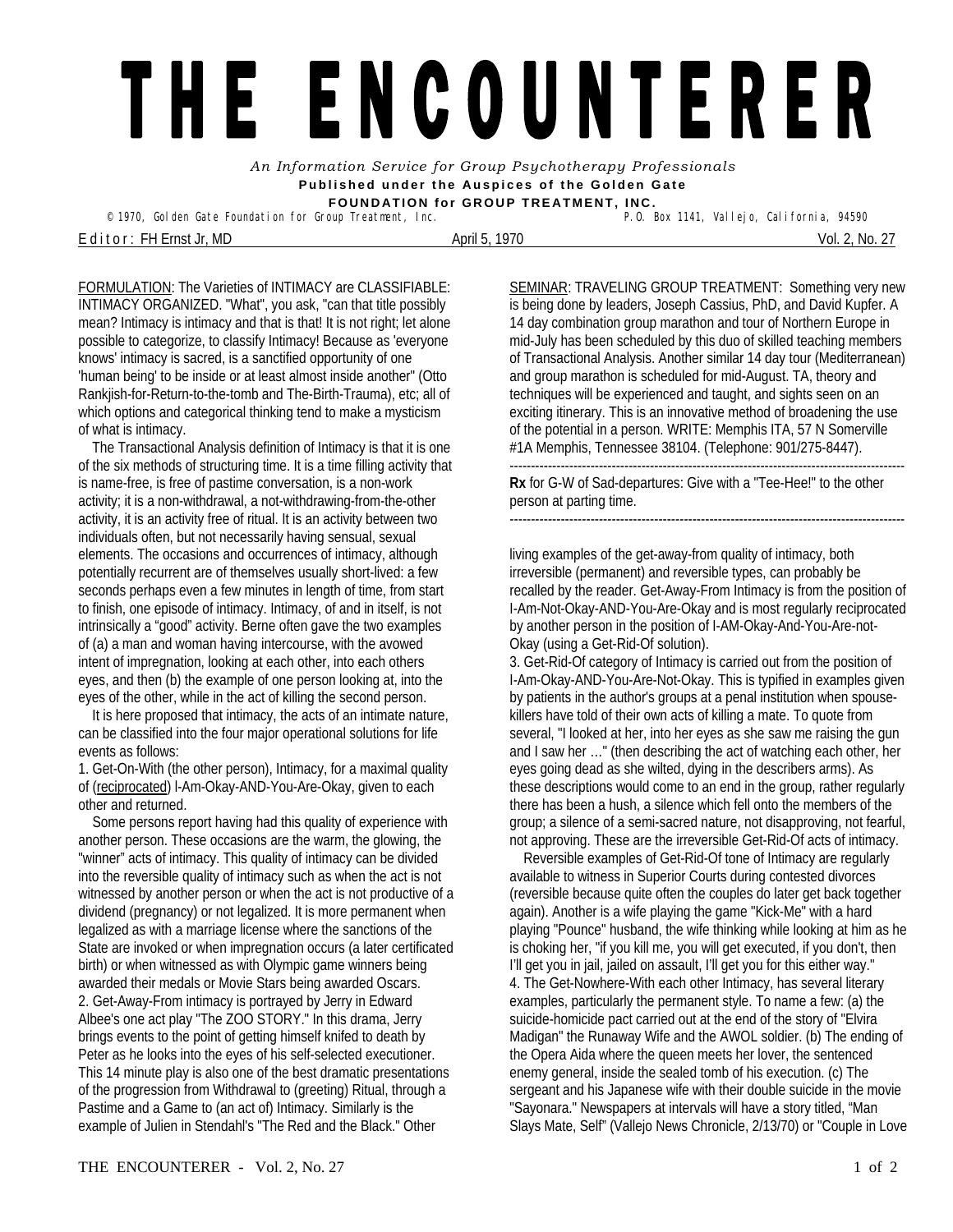# THE ENCOUNTERER

*An Information Service for Group Psychotherapy Professionals*

**Published under the Auspices of the Golden Gate FOUNDATION for GROUP TREATMENT, INC.**

© 1970, Golden Gate Foundation for Group Treatment, Inc. P.O. Box 1141, Vallejo, California, 94590

Editor: FH Ernst Jr, MD — April 5, 1970 — Vol. 2, No. 27

FORMULATION: The Varieties of INTIMACY are CLASSIFIABLE: INTIMACY ORGANIZED. "What", you ask, "can that title possibly mean? Intimacy is intimacy and that is that! It is not right; let alone possible to categorize, to classify Intimacy! Because as 'everyone knows' intimacy is sacred, is a sanctified opportunity of one 'human being' to be inside or at least almost inside another" (Otto Rankjish-for-Return-to-the-tomb and The-Birth-Trauma), etc; all of which options and categorical thinking tend to make a mysticism of what is intimacy.

The Transactional Analysis definition of Intimacy is that it is one of the six methods of structuring time. It is a time filling activity that is name-free, is free of pastime conversation, is a non-work activity; it is a non-withdrawal, a not-withdrawing-from-the-other activity, it is an activity free of ritual. It is an activity between two individuals often, but not necessarily having sensual, sexual elements. The occasions and occurrences of intimacy, although potentially recurrent are of themselves usually short-lived: a few seconds perhaps even a few minutes in length of time, from start to finish, one episode of intimacy. Intimacy, of and in itself, is not intrinsically a "good" activity. Berne often gave the two examples of (a) a man and woman having intercourse, with the avowed intent of impregnation, looking at each other, into each others eyes, and then (b) the example of one person looking at, into the eyes of the other, while in the act of killing the second person.

It is here proposed that intimacy, the acts of an intimate nature, can be classified into the four major operational solutions for life events as follows:

1. Get-On-With (the other person), Intimacy, for a maximal quality of (reciprocated) I-Am-Okay-AND-You-Are-Okay, given to each other and returned.

Some persons report having had this quality of experience with another person. These occasions are the warm, the glowing, the "winner" acts of intimacy. This quality of intimacy can be divided into the reversible quality of intimacy such as when the act is not witnessed by another person or when the act is not productive of a dividend (pregnancy) or not legalized. It is more permanent when legalized as with a marriage license where the sanctions of the State are invoked or when impregnation occurs (a later certificated birth) or when witnessed as with Olympic game winners being awarded their medals or Movie Stars being awarded Oscars.

2. Get-Away-From intimacy is portrayed by Jerry in Edward Albee's one act play "The ZOO STORY." In this drama, Jerry brings events to the point of getting himself knifed to death by Peter as he looks into the eyes of his self-selected executioner. This 14 minute play is also one of the best dramatic presentations of the progression from Withdrawal to (greeting) Ritual, through a Pastime and a Game to (an act of) Intimacy. Similarly is the example of Julien in Stendahl's "The Red and the Black." Other living examples of the get-away-from quality of intimacy, both irreversible (permanent) and reversible types, can probably be recalled by the reader. Get-Away-From Intimacy is from the position of I-Am-Not-Okay-AND-You-Are-Okay and is most regularly reciprocated by another person in the position of I-AM-Okay-And-You-Are-not-Okay (using a Get-Rid-Of solution).

3. Get-Rid-Of category of Intimacy is carried out from the position of I-Am-Okay-AND-You-Are-Not-Okay. This is typified in examples given by patients in the author's groups at a penal institution when spouse-killers have told of their own acts of killing a mate. To quote from several, "I looked at her, into her eyes as she saw me raising the gun and I saw her ..." (then describing the act of watching each other, her eyes going dead as she wilted, dying in the describers arms). As these descriptions would come to an end in the group, rather regularly there has been a hush, a silence which fell onto the members of the group; a silence of a semi-sacred nature, not disapproving, not fearful, not approving. These are the irreversible Get-Rid-Of acts of intimacy.

Reversible examples of Get-Rid-Of tone of Intimacy are regularly available to witness in Superior Courts during contested divorces (reversible because quite often the couples do later get back together again). Another is a wife playing the game "Kick-Me" with a hard playing "Pounce" husband, the wife thinking while looking at him as he is choking her, "if you kill me, you will get executed, if you don't, then I'll get you in jail, jailed on assault, I'll get you for this either way."

4. The Get-Nowhere-With each other Intimacy, has several literary examples, particularly the permanent style. To name a few: (a) the suicide-homicide pact carried out at the end of the story of "Elvira Madigan" the Runaway Wife and the AWOL soldier. (b) The ending of the Opera Aida where the queen meets her lover, the sentenced enemy general, inside the sealed tomb of his execution. (c) The sergeant and his Japanese wife with their double suicide in the movie "Sayonara." Newspapers at intervals will have a story titled, "Man Slays Mate, Self" (Vallejo News Chronicle, 2/13/70) or "Couple in Love

---

SEMINAR: TRAVELING GROUP TREATMENT: Something very new is being done by leaders, Joseph Cassius, PhD, and David Kupfer. A 14 day combination group marathon and tour of Northern Europe in mid-July has been scheduled by this duo of skilled teaching members of Transactional Analysis. Another similar 14 day tour (Mediterranean) and group marathon is scheduled for mid-August. TA, theory and techniques will be experienced and taught, and sights seen on an exciting itinerary. This is an innovative method of broadening the use of the potential in a person. WRITE: Memphis ITA, 57 N Somerville #1A Memphis, Tennessee 38104. (Telephone: 901/275-8447).

---

**Rx** for G-W of Sad-departures: Give with a "Tee-Hee!" to the other person at parting time.

---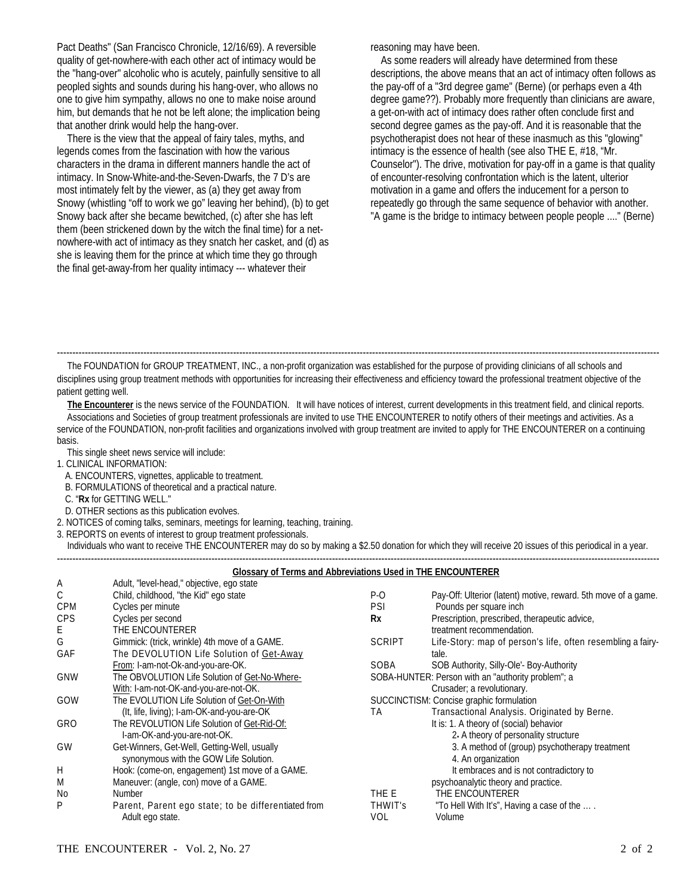Pact Deaths" (San Francisco Chronicle, 12/16/69). A reversible quality of get-nowhere-with each other act of intimacy would be the "hang-over" alcoholic who is acutely, painfully sensitive to all peopled sights and sounds during his hang-over, who allows no one to give him sympathy, allows no one to make noise around him, but demands that he not be left alone; the implication being that another drink would help the hang-over.

There is the view that the appeal of fairy tales, myths, and legends comes from the fascination with how the various characters in the drama in different manners handle the act of intimacy. In Snow-White-and-the-Seven-Dwarfs, the 7 D's are most intimately felt by the viewer, as (a) they get away from Snowy (whistling "off to work we go" leaving her behind), (b) to get Snowy back after she became bewitched, (c) after she has left them (been strickened down by the witch the final time) for a net-nowhere-with act of intimacy as they snatch her casket, and (d) as she is leaving them for the prince at which time they go through the final get-away-from her quality intimacy --- whatever their reasoning may have been.

As some readers will already have determined from these descriptions, the above means that an act of intimacy often follows as the pay-off of a "3rd degree game" (Berne) (or perhaps even a 4th degree game??). Probably more frequently than clinicians are aware, a get-on-with act of intimacy does rather often conclude first and second degree games as the pay-off. And it is reasonable that the psychotherapist does not hear of these inasmuch as this "glowing" intimacy is the essence of health (see also THE E, #18, "Mr. Counselor"). The drive, motivation for pay-off in a game is that quality of encounter-resolving confrontation which is the latent, ulterior motivation in a game and offers the inducement for a person to repeatedly go through the same sequence of behavior with another. "A game is the bridge to intimacy between people people ...." (Berne)

---

The FOUNDATION for GROUP TREATMENT, INC., a non-profit organization was established for the purpose of providing clinicians of all schools and disciplines using group treatment methods with opportunities for increasing their effectiveness and efficiency toward the professional treatment objective of the patient getting well.

**The Encounterer** is the news service of the FOUNDATION. It will have notices of interest, current developments in this treatment field, and clinical reports.

Associations and Societies of group treatment professionals are invited to use THE ENCOUNTERER to notify others of their meetings and activities. As a service of the FOUNDATION, non-profit facilities and organizations involved with group treatment are invited to apply for THE ENCOUNTERER on a continuing basis.

This single sheet news service will include:

1. CLINICAL INFORMATION:
   - A. ENCOUNTERS, vignettes, applicable to treatment.
   - B. FORMULATIONS of theoretical and a practical nature.
   - C. "**Rx** for GETTING WELL."
   - D. OTHER sections as this publication evolves.
2. NOTICES of coming talks, seminars, meetings for learning, teaching, training.
3. REPORTS on events of interest to group treatment professionals.

Individuals who want to receive THE ENCOUNTERER may do so by making a $2.50 donation for which they will receive 20 issues of this periodical in a year.

---

**Glossary of Terms and Abbreviations Used in THE ENCOUNTERER**

| | |
|---|---|
| A | Adult, "level-head," objective, ego state |
| C | Child, childhood, "the Kid" ego state |
| CPM | Cycles per minute |
| CPS | Cycles per second |
| E | THE ENCOUNTERER |
| G | Gimmick: (trick, wrinkle) 4th move of a GAME. |
| GAF | The DEVOLUTION Life Solution of Get-Away From: I-am-not-Ok-and-you-are-OK. |
| GNW | The OBVOLUTION Life Solution of Get-No-Where-With: I-am-not-OK-and-you-are-not-OK. |
| GOW | The EVOLUTION Life Solution of Get-On-With (It, life, living); I-am-OK-and-you-are-OK |
| GRO | The REVOLUTION Life Solution of Get-Rid-Of: I-am-OK-and-you-are-not-OK. |
| GW | Get-Winners, Get-Well, Getting-Well, usually synonymous with the GOW Life Solution. |
| H | Hook: (come-on, engagement) 1st move of a GAME. |
| M | Maneuver: (angle, con) move of a GAME. |
| No | Number |
| P | Parent, Parent ego state; to be differentiated from Adult ego state. |
| P-O | Pay-Off: Ulterior (latent) motive, reward. 5th move of a game. |
| PSI | Pounds per square inch |
| **Rx** | Prescription, prescribed, therapeutic advice, treatment recommendation. |
| SCRIPT | Life-Story: map of person's life, often resembling a fairy-tale. |
| SOBA | SOB Authority, Silly-Ole'- Boy-Authority |
| SOBA-HUNTER | Person with an "authority problem"; a Crusader; a revolutionary. |
| SUCCINCTISM | Concise graphic formulation |
| TA | Transactional Analysis. Originated by Berne. It is: 1. A theory of (social) behavior 2. A theory of personality structure 3. A method of (group) psychotherapy treatment 4. An organization. It embraces and is not contradictory to psychoanalytic theory and practice. |
| THE E | THE ENCOUNTERER |
| THWIT's | "To Hell With It's", Having a case of the … . |
| VOL | Volume |